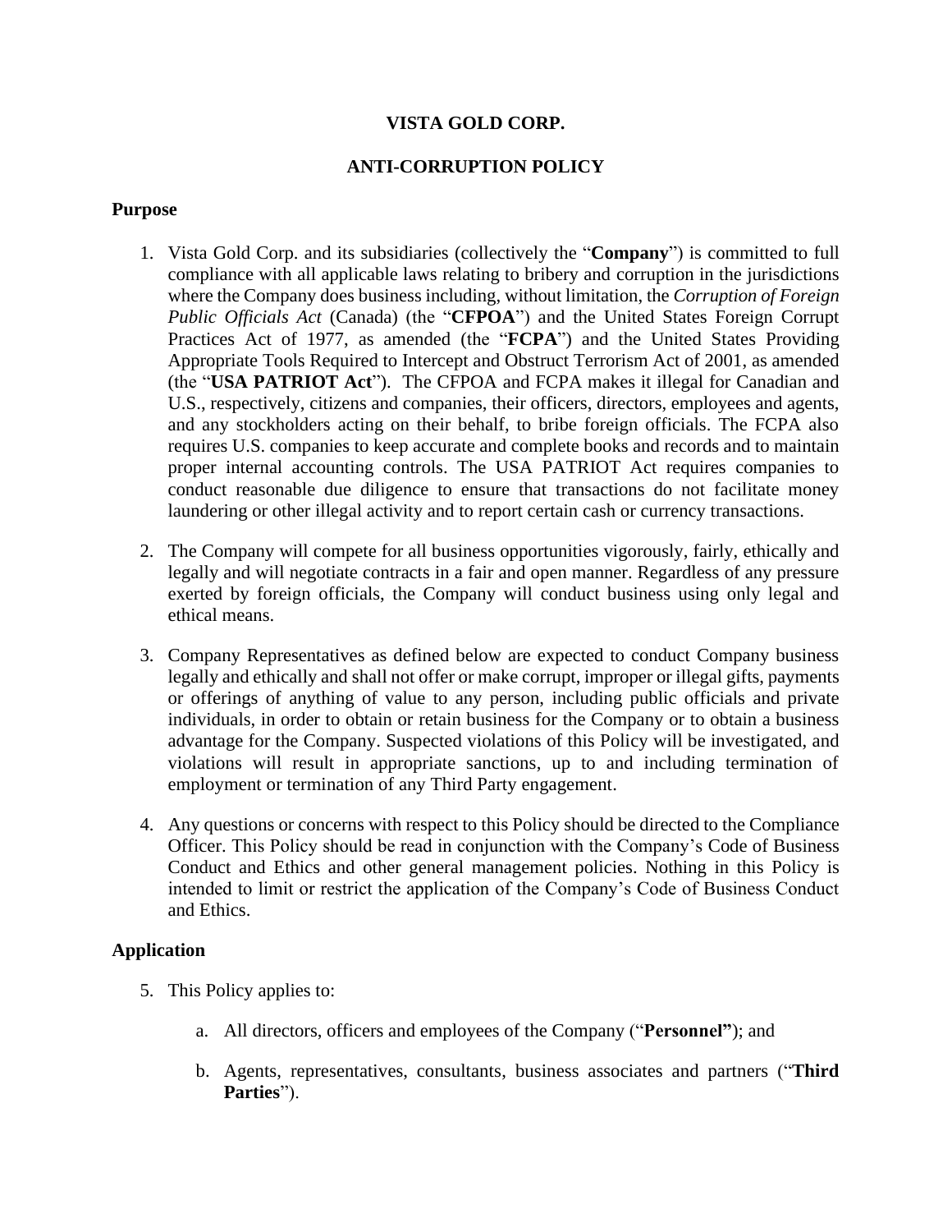# VISTA GOLD CORP.

## ANTI-CORRUPTION POLICY

### Purpose

1. Vista Gold Corp. and its subsidiaries (collectively the "**Company**") is committed to full compliance with all applicable laws relating to bribery and corruption in the jurisdictions where the Company does business including, without limitation, the *Corruption of Foreign Public Officials Act* (Canada) (the "**CFPOA**") and the United States Foreign Corrupt Practices Act of 1977, as amended (the "**FCPA**") and the United States Providing Appropriate Tools Required to Intercept and Obstruct Terrorism Act of 2001, as amended (the "**USA PATRIOT Act**"). The CFPOA and FCPA makes it illegal for Canadian and U.S., respectively, citizens and companies, their officers, directors, employees and agents, and any stockholders acting on their behalf, to bribe foreign officials. The FCPA also requires U.S. companies to keep accurate and complete books and records and to maintain proper internal accounting controls. The USA PATRIOT Act requires companies to conduct reasonable due diligence to ensure that transactions do not facilitate money laundering or other illegal activity and to report certain cash or currency transactions.

2. The Company will compete for all business opportunities vigorously, fairly, ethically and legally and will negotiate contracts in a fair and open manner. Regardless of any pressure exerted by foreign officials, the Company will conduct business using only legal and ethical means.

3. Company Representatives as defined below are expected to conduct Company business legally and ethically and shall not offer or make corrupt, improper or illegal gifts, payments or offerings of anything of value to any person, including public officials and private individuals, in order to obtain or retain business for the Company or to obtain a business advantage for the Company. Suspected violations of this Policy will be investigated, and violations will result in appropriate sanctions, up to and including termination of employment or termination of any Third Party engagement.

4. Any questions or concerns with respect to this Policy should be directed to the Compliance Officer. This Policy should be read in conjunction with the Company's Code of Business Conduct and Ethics and other general management policies. Nothing in this Policy is intended to limit or restrict the application of the Company's Code of Business Conduct and Ethics.

### Application

5. This Policy applies to:

    a. All directors, officers and employees of the Company ("**Personnel**"); and

    b. Agents, representatives, consultants, business associates and partners ("**Third Parties**").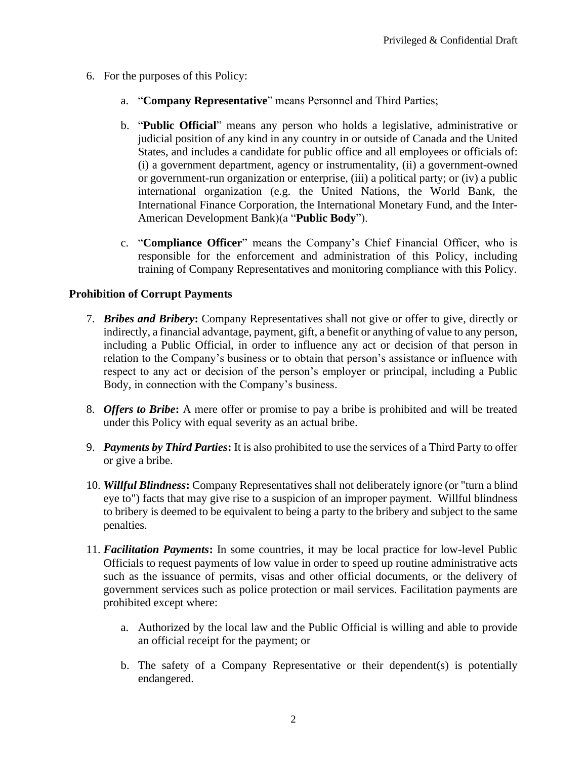6. For the purposes of this Policy:

    a. "**Company Representative**" means Personnel and Third Parties;

    b. "**Public Official**" means any person who holds a legislative, administrative or judicial position of any kind in any country in or outside of Canada and the United States, and includes a candidate for public office and all employees or officials of: (i) a government department, agency or instrumentality, (ii) a government-owned or government-run organization or enterprise, (iii) a political party; or (iv) a public international organization (e.g. the United Nations, the World Bank, the International Finance Corporation, the International Monetary Fund, and the Inter-American Development Bank)(a "**Public Body**").

    c. "**Compliance Officer**" means the Company's Chief Financial Officer, who is responsible for the enforcement and administration of this Policy, including training of Company Representatives and monitoring compliance with this Policy.

**Prohibition of Corrupt Payments**

7. ***Bribes and Bribery*:** Company Representatives shall not give or offer to give, directly or indirectly, a financial advantage, payment, gift, a benefit or anything of value to any person, including a Public Official, in order to influence any act or decision of that person in relation to the Company's business or to obtain that person's assistance or influence with respect to any act or decision of the person's employer or principal, including a Public Body, in connection with the Company's business.

8. ***Offers to Bribe*:** A mere offer or promise to pay a bribe is prohibited and will be treated under this Policy with equal severity as an actual bribe.

9. ***Payments by Third Parties*:** It is also prohibited to use the services of a Third Party to offer or give a bribe.

10. ***Willful Blindness*:** Company Representatives shall not deliberately ignore (or "turn a blind eye to") facts that may give rise to a suspicion of an improper payment. Willful blindness to bribery is deemed to be equivalent to being a party to the bribery and subject to the same penalties.

11. ***Facilitation Payments*:** In some countries, it may be local practice for low-level Public Officials to request payments of low value in order to speed up routine administrative acts such as the issuance of permits, visas and other official documents, or the delivery of government services such as police protection or mail services. Facilitation payments are prohibited except where:

    a. Authorized by the local law and the Public Official is willing and able to provide an official receipt for the payment; or

    b. The safety of a Company Representative or their dependent(s) is potentially endangered.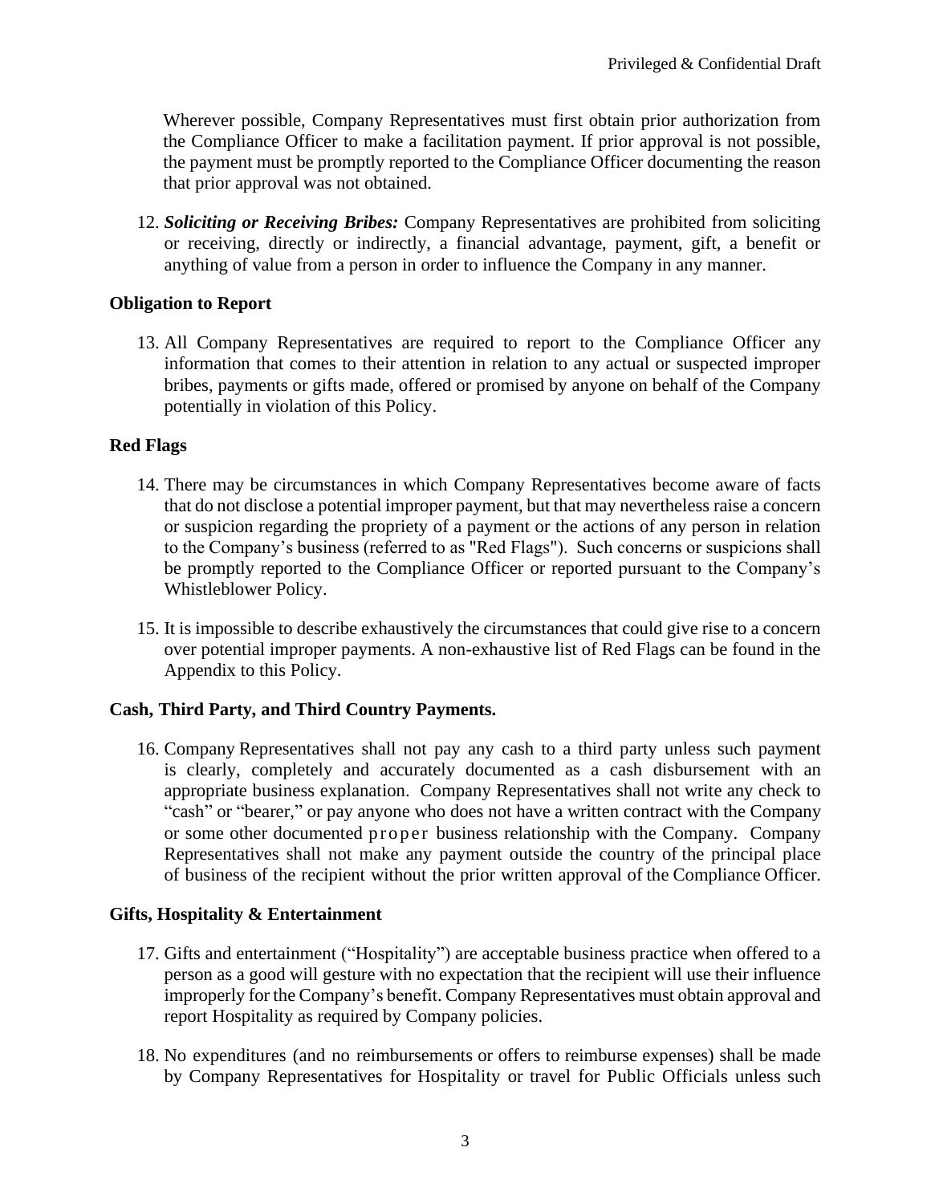Wherever possible, Company Representatives must first obtain prior authorization from the Compliance Officer to make a facilitation payment. If prior approval is not possible, the payment must be promptly reported to the Compliance Officer documenting the reason that prior approval was not obtained.

12. ***Soliciting or Receiving Bribes:*** Company Representatives are prohibited from soliciting or receiving, directly or indirectly, a financial advantage, payment, gift, a benefit or anything of value from a person in order to influence the Company in any manner.

**Obligation to Report**

13. All Company Representatives are required to report to the Compliance Officer any information that comes to their attention in relation to any actual or suspected improper bribes, payments or gifts made, offered or promised by anyone on behalf of the Company potentially in violation of this Policy.

**Red Flags**

14. There may be circumstances in which Company Representatives become aware of facts that do not disclose a potential improper payment, but that may nevertheless raise a concern or suspicion regarding the propriety of a payment or the actions of any person in relation to the Company's business (referred to as "Red Flags"). Such concerns or suspicions shall be promptly reported to the Compliance Officer or reported pursuant to the Company's Whistleblower Policy.

15. It is impossible to describe exhaustively the circumstances that could give rise to a concern over potential improper payments. A non-exhaustive list of Red Flags can be found in the Appendix to this Policy.

**Cash, Third Party, and Third Country Payments.**

16. Company Representatives shall not pay any cash to a third party unless such payment is clearly, completely and accurately documented as a cash disbursement with an appropriate business explanation. Company Representatives shall not write any check to "cash" or "bearer," or pay anyone who does not have a written contract with the Company or some other documented proper business relationship with the Company. Company Representatives shall not make any payment outside the country of the principal place of business of the recipient without the prior written approval of the Compliance Officer.

**Gifts, Hospitality & Entertainment**

17. Gifts and entertainment ("Hospitality") are acceptable business practice when offered to a person as a good will gesture with no expectation that the recipient will use their influence improperly for the Company's benefit. Company Representatives must obtain approval and report Hospitality as required by Company policies.

18. No expenditures (and no reimbursements or offers to reimburse expenses) shall be made by Company Representatives for Hospitality or travel for Public Officials unless such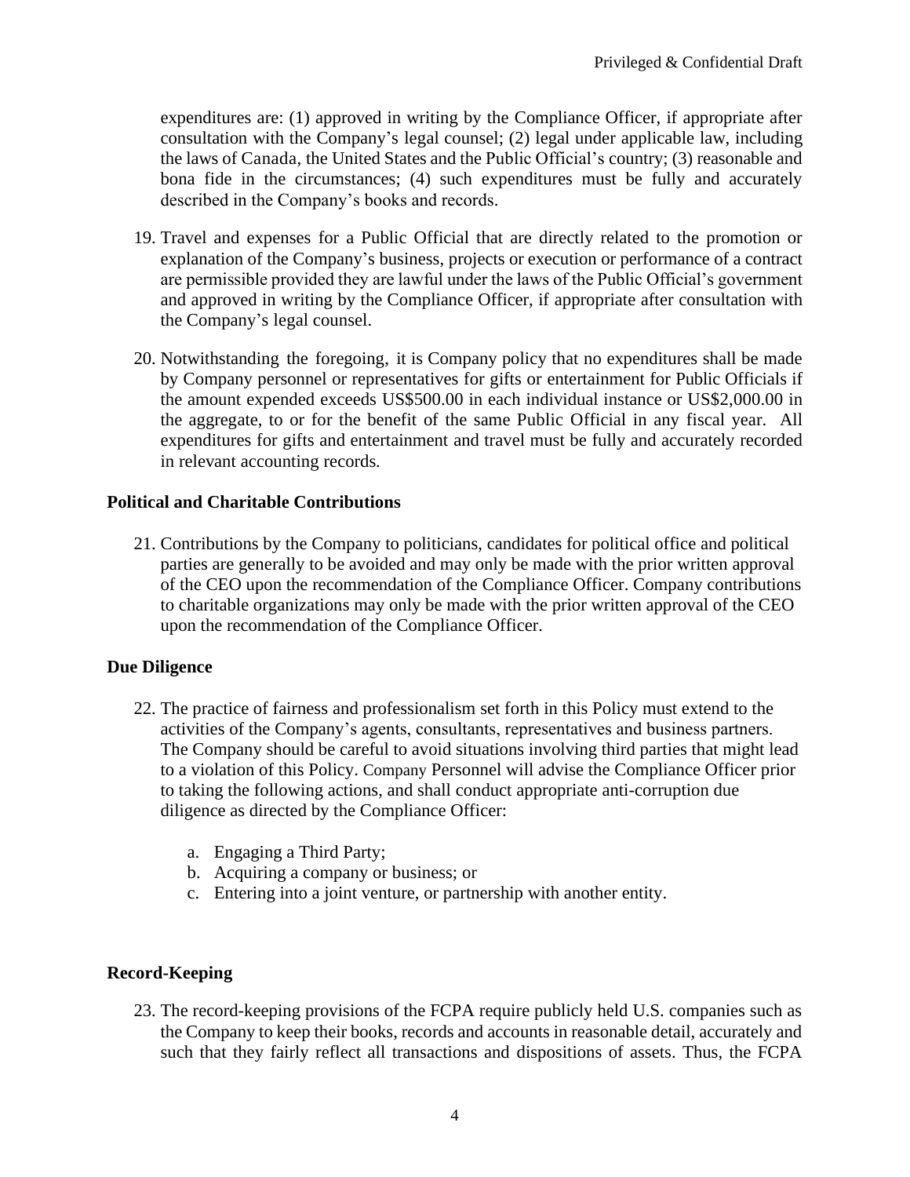expenditures are: (1) approved in writing by the Compliance Officer, if appropriate after consultation with the Company's legal counsel; (2) legal under applicable law, including the laws of Canada, the United States and the Public Official's country; (3) reasonable and bona fide in the circumstances; (4) such expenditures must be fully and accurately described in the Company's books and records.

19. Travel and expenses for a Public Official that are directly related to the promotion or explanation of the Company's business, projects or execution or performance of a contract are permissible provided they are lawful under the laws of the Public Official's government and approved in writing by the Compliance Officer, if appropriate after consultation with the Company's legal counsel.

20. Notwithstanding the foregoing, it is Company policy that no expenditures shall be made by Company personnel or representatives for gifts or entertainment for Public Officials if the amount expended exceeds US$500.00 in each individual instance or US$2,000.00 in the aggregate, to or for the benefit of the same Public Official in any fiscal year. All expenditures for gifts and entertainment and travel must be fully and accurately recorded in relevant accounting records.

**Political and Charitable Contributions**

21. Contributions by the Company to politicians, candidates for political office and political parties are generally to be avoided and may only be made with the prior written approval of the CEO upon the recommendation of the Compliance Officer. Company contributions to charitable organizations may only be made with the prior written approval of the CEO upon the recommendation of the Compliance Officer.

**Due Diligence**

22. The practice of fairness and professionalism set forth in this Policy must extend to the activities of the Company's agents, consultants, representatives and business partners. The Company should be careful to avoid situations involving third parties that might lead to a violation of this Policy. Company Personnel will advise the Compliance Officer prior to taking the following actions, and shall conduct appropriate anti-corruption due diligence as directed by the Compliance Officer:

    a. Engaging a Third Party;
    b. Acquiring a company or business; or
    c. Entering into a joint venture, or partnership with another entity.

**Record-Keeping**

23. The record-keeping provisions of the FCPA require publicly held U.S. companies such as the Company to keep their books, records and accounts in reasonable detail, accurately and such that they fairly reflect all transactions and dispositions of assets. Thus, the FCPA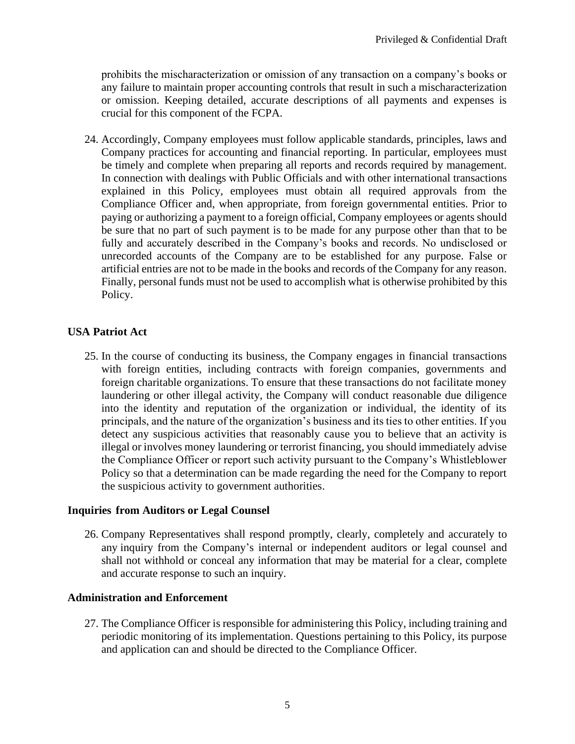prohibits the mischaracterization or omission of any transaction on a company's books or any failure to maintain proper accounting controls that result in such a mischaracterization or omission. Keeping detailed, accurate descriptions of all payments and expenses is crucial for this component of the FCPA.

24. Accordingly, Company employees must follow applicable standards, principles, laws and Company practices for accounting and financial reporting. In particular, employees must be timely and complete when preparing all reports and records required by management. In connection with dealings with Public Officials and with other international transactions explained in this Policy, employees must obtain all required approvals from the Compliance Officer and, when appropriate, from foreign governmental entities. Prior to paying or authorizing a payment to a foreign official, Company employees or agents should be sure that no part of such payment is to be made for any purpose other than that to be fully and accurately described in the Company's books and records. No undisclosed or unrecorded accounts of the Company are to be established for any purpose. False or artificial entries are not to be made in the books and records of the Company for any reason. Finally, personal funds must not be used to accomplish what is otherwise prohibited by this Policy.

**USA Patriot Act**

25. In the course of conducting its business, the Company engages in financial transactions with foreign entities, including contracts with foreign companies, governments and foreign charitable organizations. To ensure that these transactions do not facilitate money laundering or other illegal activity, the Company will conduct reasonable due diligence into the identity and reputation of the organization or individual, the identity of its principals, and the nature of the organization's business and its ties to other entities. If you detect any suspicious activities that reasonably cause you to believe that an activity is illegal or involves money laundering or terrorist financing, you should immediately advise the Compliance Officer or report such activity pursuant to the Company's Whistleblower Policy so that a determination can be made regarding the need for the Company to report the suspicious activity to government authorities.

**Inquiries from Auditors or Legal Counsel**

26. Company Representatives shall respond promptly, clearly, completely and accurately to any inquiry from the Company's internal or independent auditors or legal counsel and shall not withhold or conceal any information that may be material for a clear, complete and accurate response to such an inquiry.

**Administration and Enforcement**

27. The Compliance Officer is responsible for administering this Policy, including training and periodic monitoring of its implementation. Questions pertaining to this Policy, its purpose and application can and should be directed to the Compliance Officer.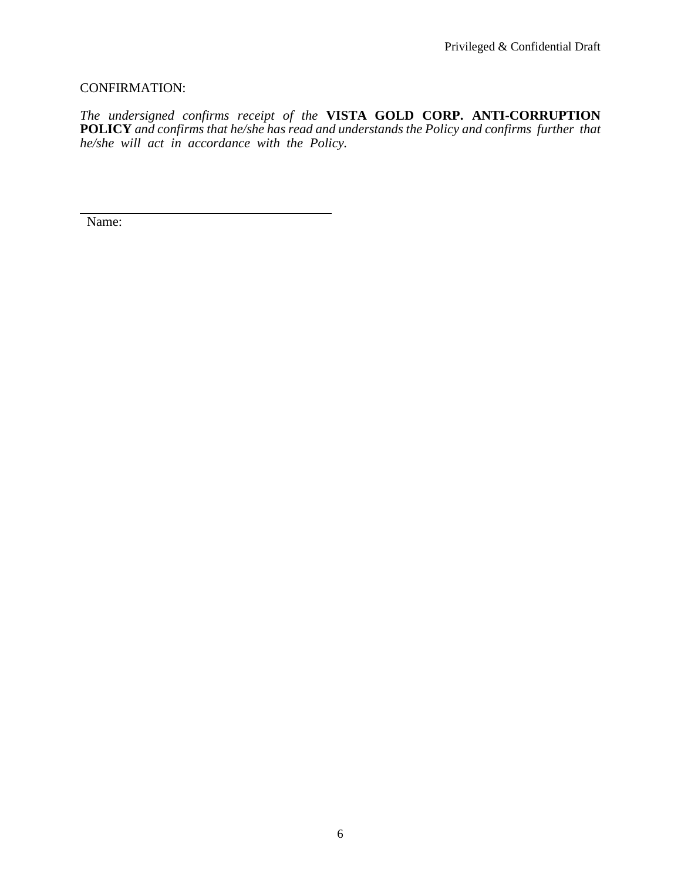CONFIRMATION:

*The undersigned confirms receipt of the* **VISTA GOLD CORP. ANTI-CORRUPTION POLICY** *and confirms that he/she has read and understands the Policy and confirms further that he/she will act in accordance with the Policy.*

\_\_\_\_\_\_\_\_\_\_\_\_\_\_\_\_\_\_\_\_\_\_\_\_\_\_\_\_\_\_\_\_\_\_\_\_

Name: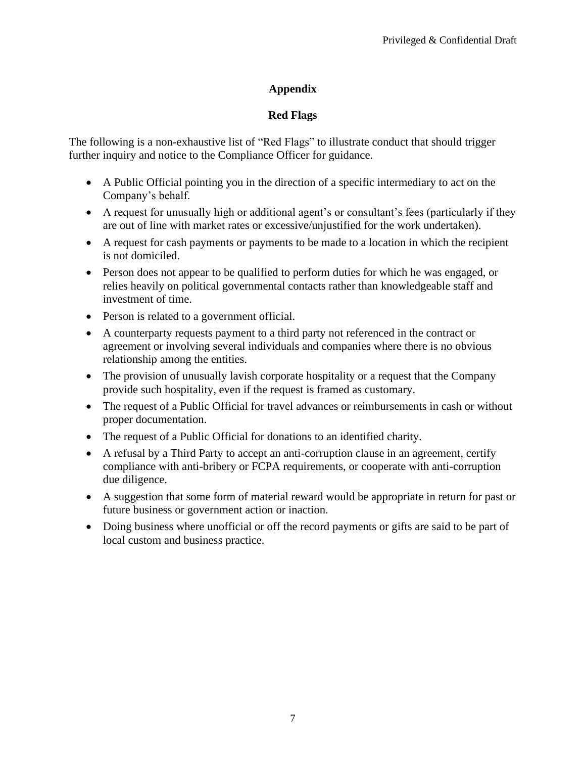# Appendix

## Red Flags

The following is a non-exhaustive list of "Red Flags" to illustrate conduct that should trigger further inquiry and notice to the Compliance Officer for guidance.

- A Public Official pointing you in the direction of a specific intermediary to act on the Company's behalf.
- A request for unusually high or additional agent's or consultant's fees (particularly if they are out of line with market rates or excessive/unjustified for the work undertaken).
- A request for cash payments or payments to be made to a location in which the recipient is not domiciled.
- Person does not appear to be qualified to perform duties for which he was engaged, or relies heavily on political governmental contacts rather than knowledgeable staff and investment of time.
- Person is related to a government official.
- A counterparty requests payment to a third party not referenced in the contract or agreement or involving several individuals and companies where there is no obvious relationship among the entities.
- The provision of unusually lavish corporate hospitality or a request that the Company provide such hospitality, even if the request is framed as customary.
- The request of a Public Official for travel advances or reimbursements in cash or without proper documentation.
- The request of a Public Official for donations to an identified charity.
- A refusal by a Third Party to accept an anti-corruption clause in an agreement, certify compliance with anti-bribery or FCPA requirements, or cooperate with anti-corruption due diligence.
- A suggestion that some form of material reward would be appropriate in return for past or future business or government action or inaction.
- Doing business where unofficial or off the record payments or gifts are said to be part of local custom and business practice.